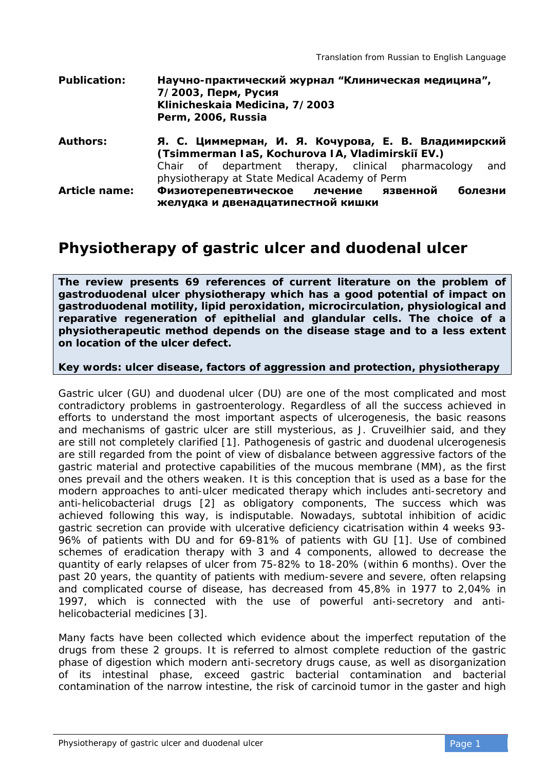Translation from Russian to English Language

**Publication:** **Научно-практический журнал "Клиническая медицина", 7/2003, Перм, Русия**
**Klinicheskaia Medicina, 7/2003**
**Perm, 2006, Russia**

**Authors:** **Я. С. Циммерман, И. Я. Кочурова, Е. В. Владимирский (Tsimmerman IaS, Kochurova IA, Vladimirskiĭ EV.)**
Chair of department therapy, clinical pharmacology and physiotherapy at State Medical Academy of Perm

**Article name:** **Физиотерепевтическое лечение язвенной болезни желудка и двенадцатипестной кишки**

# Physiotherapy of gastric ulcer and duodenal ulcer

**The review presents 69 references of current literature on the problem of gastroduodenal ulcer physiotherapy which has a good potential of impact on gastroduodenal motility, lipid peroxidation, microcirculation, physiological and reparative regeneration of epithelial and glandular cells. The choice of a physiotherapeutic method depends on the disease stage and to a less extent on location of the ulcer defect.**

**Key words: ulcer disease, factors of aggression and protection, physiotherapy**

Gastric ulcer (GU) and duodenal ulcer (DU) are one of the most complicated and most contradictory problems in gastroenterology. Regardless of all the success achieved in efforts to understand the most important aspects of ulcerogenesis, the basic reasons and mechanisms of gastric ulcer are still mysterious, as J. Cruveilhier said, and they are still not completely clarified [1]. Pathogenesis of gastric and duodenal ulcerogenesis are still regarded from the point of view of disbalance between aggressive factors of the gastric material and protective capabilities of the mucous membrane (MM), as the first ones prevail and the others weaken. It is this conception that is used as a base for the modern approaches to anti-ulcer medicated therapy which includes anti-secretory and anti-helicobacterial drugs [2] as obligatory components, The success which was achieved following this way, is indisputable. Nowadays, subtotal inhibition of acidic gastric secretion can provide with ulcerative deficiency cicatrisation within 4 weeks 93-96% of patients with DU and for 69-81% of patients with GU [1]. Use of combined schemes of eradication therapy with 3 and 4 components, allowed to decrease the quantity of early relapses of ulcer from 75-82% to 18-20% (within 6 months). Over the past 20 years, the quantity of patients with medium-severe and severe, often relapsing and complicated course of disease, has decreased from 45,8% in 1977 to 2,04% in 1997, which is connected with the use of powerful anti-secretory and anti-helicobacterial medicines [3].

Many facts have been collected which evidence about the imperfect reputation of the drugs from these 2 groups. It is referred to almost complete reduction of the gastric phase of digestion which modern anti-secretory drugs cause, as well as disorganization of its intestinal phase, exceed gastric bacterial contamination and bacterial contamination of the narrow intestine, the risk of carcinoid tumor in the gaster and high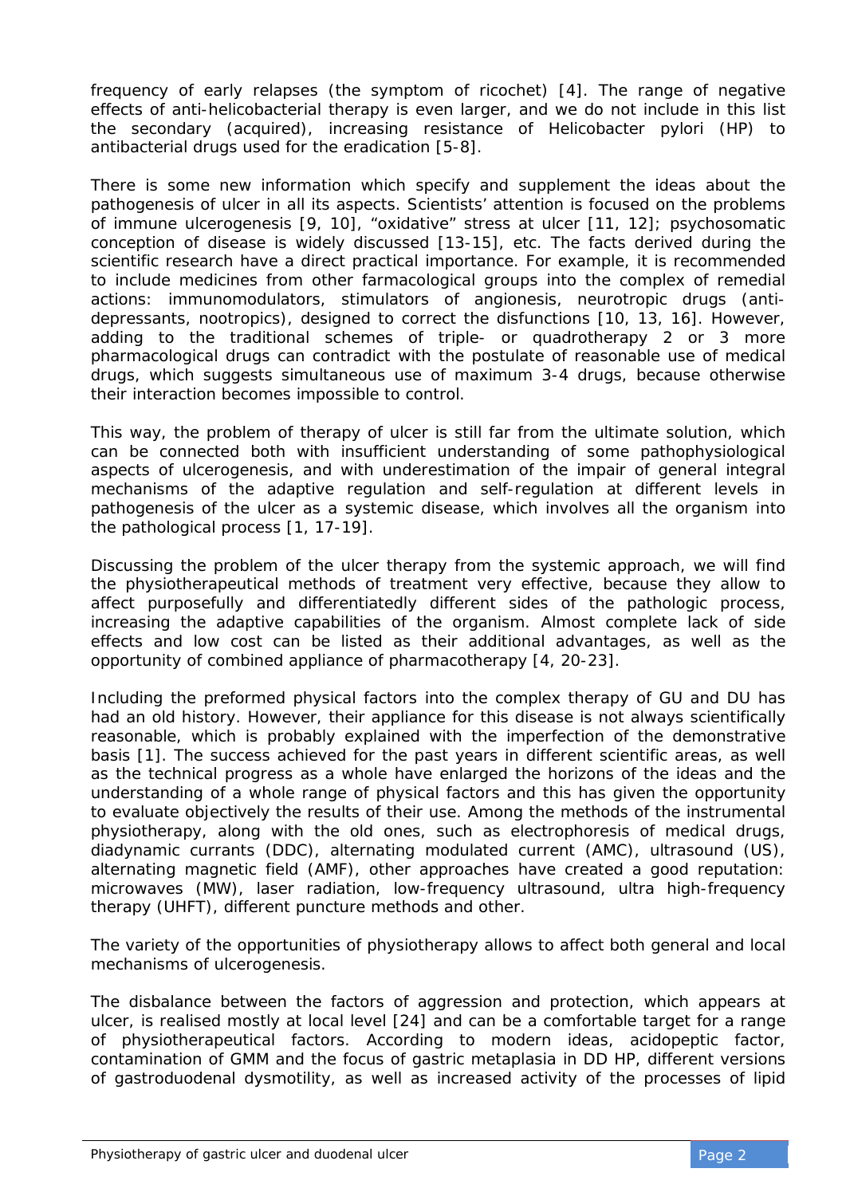frequency of early relapses (the symptom of ricochet) [4]. The range of negative effects of anti-helicobacterial therapy is even larger, and we do not include in this list the secondary (acquired), increasing resistance of Helicobacter pylori (HP) to antibacterial drugs used for the eradication [5-8].

There is some new information which specify and supplement the ideas about the pathogenesis of ulcer in all its aspects. Scientists' attention is focused on the problems of immune ulcerogenesis [9, 10], "oxidative" stress at ulcer [11, 12]; psychosomatic conception of disease is widely discussed [13-15], etc. The facts derived during the scientific research have a direct practical importance. For example, it is recommended to include medicines from other farmacological groups into the complex of remedial actions: immunomodulators, stimulators of angionesis, neurotropic drugs (anti-depressants, nootropics), designed to correct the disfunctions [10, 13, 16]. However, adding to the traditional schemes of triple- or quadrotherapy 2 or 3 more pharmacological drugs can contradict with the postulate of reasonable use of medical drugs, which suggests simultaneous use of maximum 3-4 drugs, because otherwise their interaction becomes impossible to control.

This way, the problem of therapy of ulcer is still far from the ultimate solution, which can be connected both with insufficient understanding of some pathophysiological aspects of ulcerogenesis, and with underestimation of the impair of general integral mechanisms of the adaptive regulation and self-regulation at different levels in pathogenesis of the ulcer as a systemic disease, which involves all the organism into the pathological process [1, 17-19].

Discussing the problem of the ulcer therapy from the systemic approach, we will find the physiotherapeutical methods of treatment very effective, because they allow to affect purposefully and differentiatedly different sides of the pathologic process, increasing the adaptive capabilities of the organism. Almost complete lack of side effects and low cost can be listed as their additional advantages, as well as the opportunity of combined appliance of pharmacotherapy [4, 20-23].

Including the preformed physical factors into the complex therapy of GU and DU has had an old history. However, their appliance for this disease is not always scientifically reasonable, which is probably explained with the imperfection of the demonstrative basis [1]. The success achieved for the past years in different scientific areas, as well as the technical progress as a whole have enlarged the horizons of the ideas and the understanding of a whole range of physical factors and this has given the opportunity to evaluate objectively the results of their use. Among the methods of the instrumental physiotherapy, along with the old ones, such as electrophoresis of medical drugs, diadynamic currants (DDC), alternating modulated current (AMC), ultrasound (US), alternating magnetic field (AMF), other approaches have created a good reputation: microwaves (MW), laser radiation, low-frequency ultrasound, ultra high-frequency therapy (UHFT), different puncture methods and other.

The variety of the opportunities of physiotherapy allows to affect both general and local mechanisms of ulcerogenesis.

The disbalance between the factors of aggression and protection, which appears at ulcer, is realised mostly at local level [24] and can be a comfortable target for a range of physiotherapeutical factors. According to modern ideas, acidopeptic factor, contamination of GMM and the focus of gastric metaplasia in DD HP, different versions of gastroduodenal dysmotility, as well as increased activity of the processes of lipid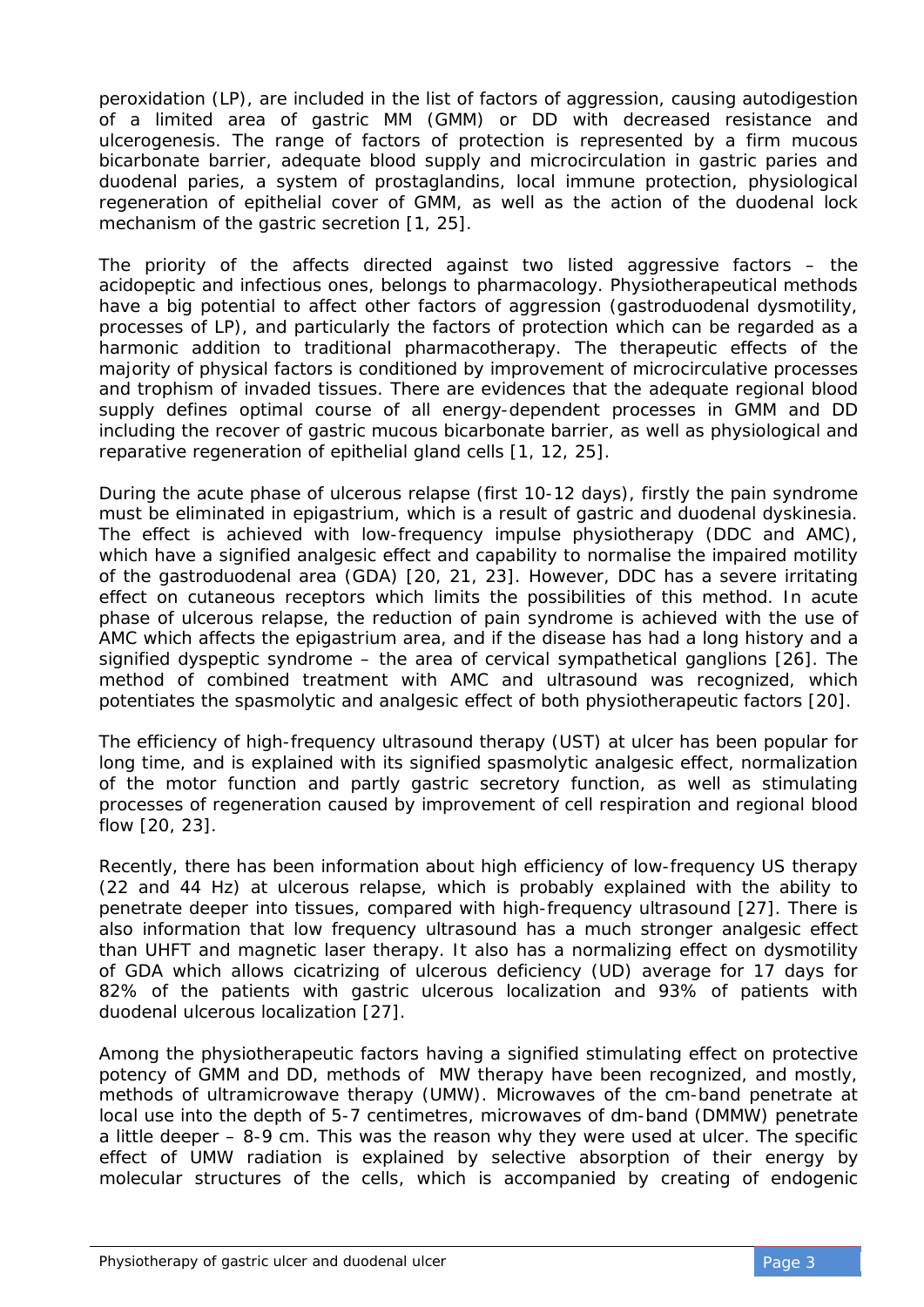peroxidation (LP), are included in the list of factors of aggression, causing autodigestion of a limited area of gastric MM (GMM) or DD with decreased resistance and ulcerogenesis. The range of factors of protection is represented by a firm mucous bicarbonate barrier, adequate blood supply and microcirculation in gastric paries and duodenal paries, a system of prostaglandins, local immune protection, physiological regeneration of epithelial cover of GMM, as well as the action of the duodenal lock mechanism of the gastric secretion [1, 25].

The priority of the affects directed against two listed aggressive factors – the acidopeptic and infectious ones, belongs to pharmacology. Physiotherapeutical methods have a big potential to affect other factors of aggression (gastroduodenal dysmotility, processes of LP), and particularly the factors of protection which can be regarded as a harmonic addition to traditional pharmacotherapy. The therapeutic effects of the majority of physical factors is conditioned by improvement of microcirculative processes and trophism of invaded tissues. There are evidences that the adequate regional blood supply defines optimal course of all energy-dependent processes in GMM and DD including the recover of gastric mucous bicarbonate barrier, as well as physiological and reparative regeneration of epithelial gland cells [1, 12, 25].

During the acute phase of ulcerous relapse (first 10-12 days), firstly the pain syndrome must be eliminated in epigastrium, which is a result of gastric and duodenal dyskinesia. The effect is achieved with low-frequency impulse physiotherapy (DDC and AMC), which have a signified analgesic effect and capability to normalise the impaired motility of the gastroduodenal area (GDA) [20, 21, 23]. However, DDC has a severe irritating effect on cutaneous receptors which limits the possibilities of this method. In acute phase of ulcerous relapse, the reduction of pain syndrome is achieved with the use of AMC which affects the epigastrium area, and if the disease has had a long history and a signified dyspeptic syndrome – the area of cervical sympathetical ganglions [26]. The method of combined treatment with AMC and ultrasound was recognized, which potentiates the spasmolytic and analgesic effect of both physiotherapeutic factors [20].

The efficiency of high-frequency ultrasound therapy (UST) at ulcer has been popular for long time, and is explained with its signified spasmolytic analgesic effect, normalization of the motor function and partly gastric secretory function, as well as stimulating processes of regeneration caused by improvement of cell respiration and regional blood flow [20, 23].

Recently, there has been information about high efficiency of low-frequency US therapy (22 and 44 Hz) at ulcerous relapse, which is probably explained with the ability to penetrate deeper into tissues, compared with high-frequency ultrasound [27]. There is also information that low frequency ultrasound has a much stronger analgesic effect than UHFT and magnetic laser therapy. It also has a normalizing effect on dysmotility of GDA which allows cicatrizing of ulcerous deficiency (UD) average for 17 days for 82% of the patients with gastric ulcerous localization and 93% of patients with duodenal ulcerous localization [27].

Among the physiotherapeutic factors having a signified stimulating effect on protective potency of GMM and DD, methods of MW therapy have been recognized, and mostly, methods of ultramicrowave therapy (UMW). Microwaves of the cm-band penetrate at local use into the depth of 5-7 centimetres, microwaves of dm-band (DMMW) penetrate a little deeper – 8-9 cm. This was the reason why they were used at ulcer. The specific effect of UMW radiation is explained by selective absorption of their energy by molecular structures of the cells, which is accompanied by creating of endogenic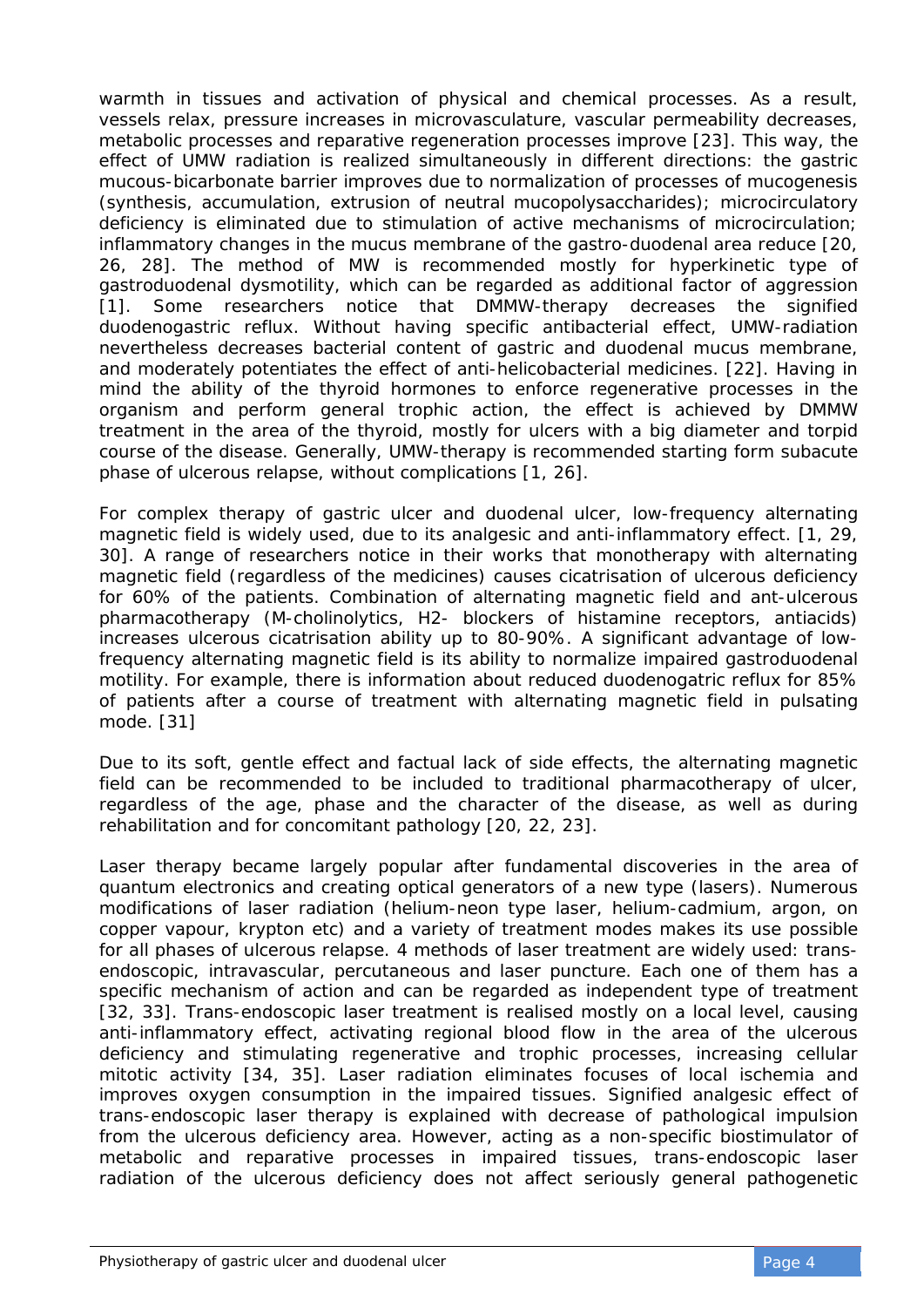warmth in tissues and activation of physical and chemical processes. As a result, vessels relax, pressure increases in microvasculature, vascular permeability decreases, metabolic processes and reparative regeneration processes improve [23]. This way, the effect of UMW radiation is realized simultaneously in different directions: the gastric mucous-bicarbonate barrier improves due to normalization of processes of mucogenesis (synthesis, accumulation, extrusion of neutral mucopolysaccharides); microcirculatory deficiency is eliminated due to stimulation of active mechanisms of microcirculation; inflammatory changes in the mucus membrane of the gastro-duodenal area reduce [20, 26, 28]. The method of MW is recommended mostly for hyperkinetic type of gastroduodenal dysmotility, which can be regarded as additional factor of aggression [1]. Some researchers notice that DMMW-therapy decreases the signified duodenogastric reflux. Without having specific antibacterial effect, UMW-radiation nevertheless decreases bacterial content of gastric and duodenal mucus membrane, and moderately potentiates the effect of anti-helicobacterial medicines. [22]. Having in mind the ability of the thyroid hormones to enforce regenerative processes in the organism and perform general trophic action, the effect is achieved by DMMW treatment in the area of the thyroid, mostly for ulcers with a big diameter and torpid course of the disease. Generally, UMW-therapy is recommended starting form subacute phase of ulcerous relapse, without complications [1, 26].

For complex therapy of gastric ulcer and duodenal ulcer, low-frequency alternating magnetic field is widely used, due to its analgesic and anti-inflammatory effect. [1, 29, 30]. A range of researchers notice in their works that monotherapy with alternating magnetic field (regardless of the medicines) causes cicatrisation of ulcerous deficiency for 60% of the patients. Combination of alternating magnetic field and ant-ulcerous pharmacotherapy (M-cholinolytics, H2- blockers of histamine receptors, antiacids) increases ulcerous cicatrisation ability up to 80-90%. A significant advantage of low-frequency alternating magnetic field is its ability to normalize impaired gastroduodenal motility. For example, there is information about reduced duodenogatric reflux for 85% of patients after a course of treatment with alternating magnetic field in pulsating mode. [31]

Due to its soft, gentle effect and factual lack of side effects, the alternating magnetic field can be recommended to be included to traditional pharmacotherapy of ulcer, regardless of the age, phase and the character of the disease, as well as during rehabilitation and for concomitant pathology [20, 22, 23].

Laser therapy became largely popular after fundamental discoveries in the area of quantum electronics and creating optical generators of a new type (lasers). Numerous modifications of laser radiation (helium-neon type laser, helium-cadmium, argon, on copper vapour, krypton etc) and a variety of treatment modes makes its use possible for all phases of ulcerous relapse. 4 methods of laser treatment are widely used: trans-endoscopic, intravascular, percutaneous and laser puncture. Each one of them has a specific mechanism of action and can be regarded as independent type of treatment [32, 33]. Trans-endoscopic laser treatment is realised mostly on a local level, causing anti-inflammatory effect, activating regional blood flow in the area of the ulcerous deficiency and stimulating regenerative and trophic processes, increasing cellular mitotic activity [34, 35]. Laser radiation eliminates focuses of local ischemia and improves oxygen consumption in the impaired tissues. Signified analgesic effect of trans-endoscopic laser therapy is explained with decrease of pathological impulsion from the ulcerous deficiency area. However, acting as a non-specific biostimulator of metabolic and reparative processes in impaired tissues, trans-endoscopic laser radiation of the ulcerous deficiency does not affect seriously general pathogenetic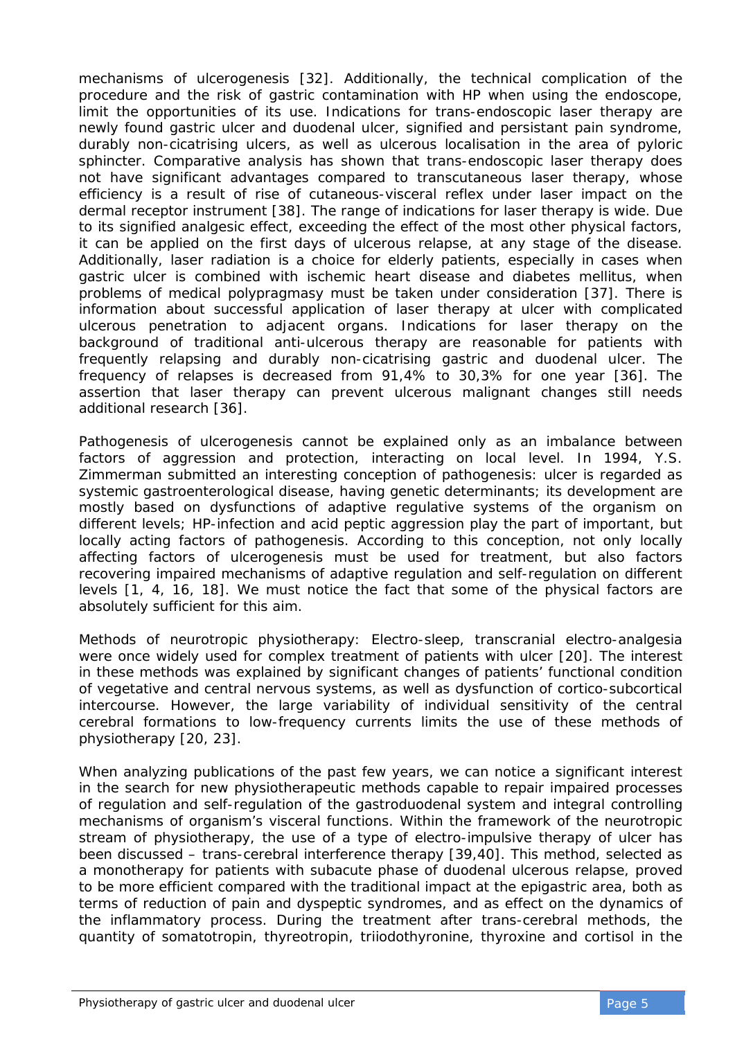mechanisms of ulcerogenesis [32]. Additionally, the technical complication of the procedure and the risk of gastric contamination with HP when using the endoscope, limit the opportunities of its use. Indications for trans-endoscopic laser therapy are newly found gastric ulcer and duodenal ulcer, signified and persistant pain syndrome, durably non-cicatrising ulcers, as well as ulcerous localisation in the area of pyloric sphincter. Comparative analysis has shown that trans-endoscopic laser therapy does not have significant advantages compared to transcutaneous laser therapy, whose efficiency is a result of rise of cutaneous-visceral reflex under laser impact on the dermal receptor instrument [38]. The range of indications for laser therapy is wide. Due to its signified analgesic effect, exceeding the effect of the most other physical factors, it can be applied on the first days of ulcerous relapse, at any stage of the disease. Additionally, laser radiation is a choice for elderly patients, especially in cases when gastric ulcer is combined with ischemic heart disease and diabetes mellitus, when problems of medical polypragmasy must be taken under consideration [37]. There is information about successful application of laser therapy at ulcer with complicated ulcerous penetration to adjacent organs. Indications for laser therapy on the background of traditional anti-ulcerous therapy are reasonable for patients with frequently relapsing and durably non-cicatrising gastric and duodenal ulcer. The frequency of relapses is decreased from 91,4% to 30,3% for one year [36]. The assertion that laser therapy can prevent ulcerous malignant changes still needs additional research [36].

Pathogenesis of ulcerogenesis cannot be explained only as an imbalance between factors of aggression and protection, interacting on local level. In 1994, Y.S. Zimmerman submitted an interesting conception of pathogenesis: ulcer is regarded as systemic gastroenterological disease, having genetic determinants; its development are mostly based on dysfunctions of adaptive regulative systems of the organism on different levels; HP-infection and acid peptic aggression play the part of important, but locally acting factors of pathogenesis. According to this conception, not only locally affecting factors of ulcerogenesis must be used for treatment, but also factors recovering impaired mechanisms of adaptive regulation and self-regulation on different levels [1, 4, 16, 18]. We must notice the fact that some of the physical factors are absolutely sufficient for this aim.

Methods of neurotropic physiotherapy: Electro-sleep, transcranial electro-analgesia were once widely used for complex treatment of patients with ulcer [20]. The interest in these methods was explained by significant changes of patients' functional condition of vegetative and central nervous systems, as well as dysfunction of cortico-subcortical intercourse. However, the large variability of individual sensitivity of the central cerebral formations to low-frequency currents limits the use of these methods of physiotherapy [20, 23].

When analyzing publications of the past few years, we can notice a significant interest in the search for new physiotherapeutic methods capable to repair impaired processes of regulation and self-regulation of the gastroduodenal system and integral controlling mechanisms of organism's visceral functions. Within the framework of the neurotropic stream of physiotherapy, the use of a type of electro-impulsive therapy of ulcer has been discussed – trans-cerebral interference therapy [39,40]. This method, selected as a monotherapy for patients with subacute phase of duodenal ulcerous relapse, proved to be more efficient compared with the traditional impact at the epigastric area, both as terms of reduction of pain and dyspeptic syndromes, and as effect on the dynamics of the inflammatory process. During the treatment after trans-cerebral methods, the quantity of somatotropin, thyreotropin, triiodothyronine, thyroxine and cortisol in the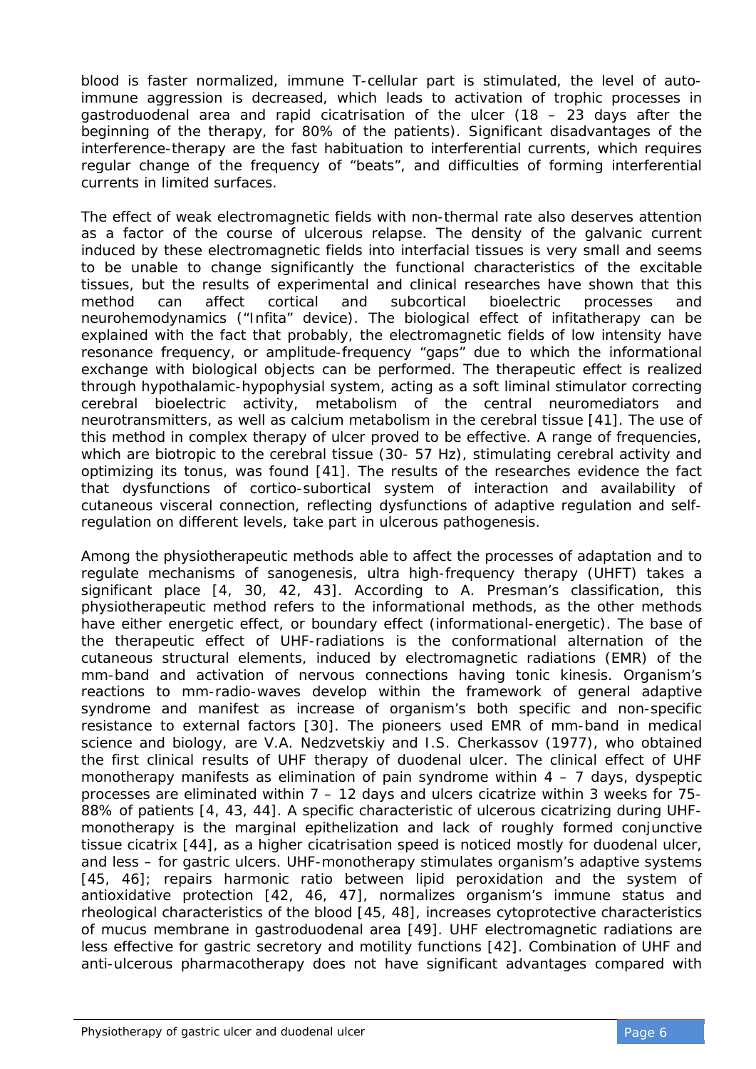blood is faster normalized, immune T-cellular part is stimulated, the level of auto-immune aggression is decreased, which leads to activation of trophic processes in gastroduodenal area and rapid cicatrisation of the ulcer (18 – 23 days after the beginning of the therapy, for 80% of the patients). Significant disadvantages of the interference-therapy are the fast habituation to interferential currents, which requires regular change of the frequency of "beats", and difficulties of forming interferential currents in limited surfaces.

The effect of weak electromagnetic fields with non-thermal rate also deserves attention as a factor of the course of ulcerous relapse. The density of the galvanic current induced by these electromagnetic fields into interfacial tissues is very small and seems to be unable to change significantly the functional characteristics of the excitable tissues, but the results of experimental and clinical researches have shown that this method can affect cortical and subcortical bioelectric processes and neurohemodynamics ("Infita" device). The biological effect of infitatherapy can be explained with the fact that probably, the electromagnetic fields of low intensity have resonance frequency, or amplitude-frequency "gaps" due to which the informational exchange with biological objects can be performed. The therapeutic effect is realized through hypothalamic-hypophysial system, acting as a soft liminal stimulator correcting cerebral bioelectric activity, metabolism of the central neuromediators and neurotransmitters, as well as calcium metabolism in the cerebral tissue [41]. The use of this method in complex therapy of ulcer proved to be effective. A range of frequencies, which are biotropic to the cerebral tissue (30- 57 Hz), stimulating cerebral activity and optimizing its tonus, was found [41]. The results of the researches evidence the fact that dysfunctions of cortico-subortical system of interaction and availability of cutaneous visceral connection, reflecting dysfunctions of adaptive regulation and self-regulation on different levels, take part in ulcerous pathogenesis.

Among the physiotherapeutic methods able to affect the processes of adaptation and to regulate mechanisms of sanogenesis, ultra high-frequency therapy (UHFT) takes a significant place [4, 30, 42, 43]. According to A. Presman's classification, this physiotherapeutic method refers to the informational methods, as the other methods have either energetic effect, or boundary effect (informational-energetic). The base of the therapeutic effect of UHF-radiations is the conformational alternation of the cutaneous structural elements, induced by electromagnetic radiations (EMR) of the mm-band and activation of nervous connections having tonic kinesis. Organism's reactions to mm-radio-waves develop within the framework of general adaptive syndrome and manifest as increase of organism's both specific and non-specific resistance to external factors [30]. The pioneers used EMR of mm-band in medical science and biology, are V.A. Nedzvetskiy and I.S. Cherkassov (1977), who obtained the first clinical results of UHF therapy of duodenal ulcer. The clinical effect of UHF monotherapy manifests as elimination of pain syndrome within 4 – 7 days, dyspeptic processes are eliminated within 7 – 12 days and ulcers cicatrize within 3 weeks for 75-88% of patients [4, 43, 44]. A specific characteristic of ulcerous cicatrizing during UHF-monotherapy is the marginal epithelization and lack of roughly formed conjunctive tissue cicatrix [44], as a higher cicatrisation speed is noticed mostly for duodenal ulcer, and less – for gastric ulcers. UHF-monotherapy stimulates organism's adaptive systems [45, 46]; repairs harmonic ratio between lipid peroxidation and the system of antioxidative protection [42, 46, 47], normalizes organism's immune status and rheological characteristics of the blood [45, 48], increases cytoprotective characteristics of mucus membrane in gastroduodenal area [49]. UHF electromagnetic radiations are less effective for gastric secretory and motility functions [42]. Combination of UHF and anti-ulcerous pharmacotherapy does not have significant advantages compared with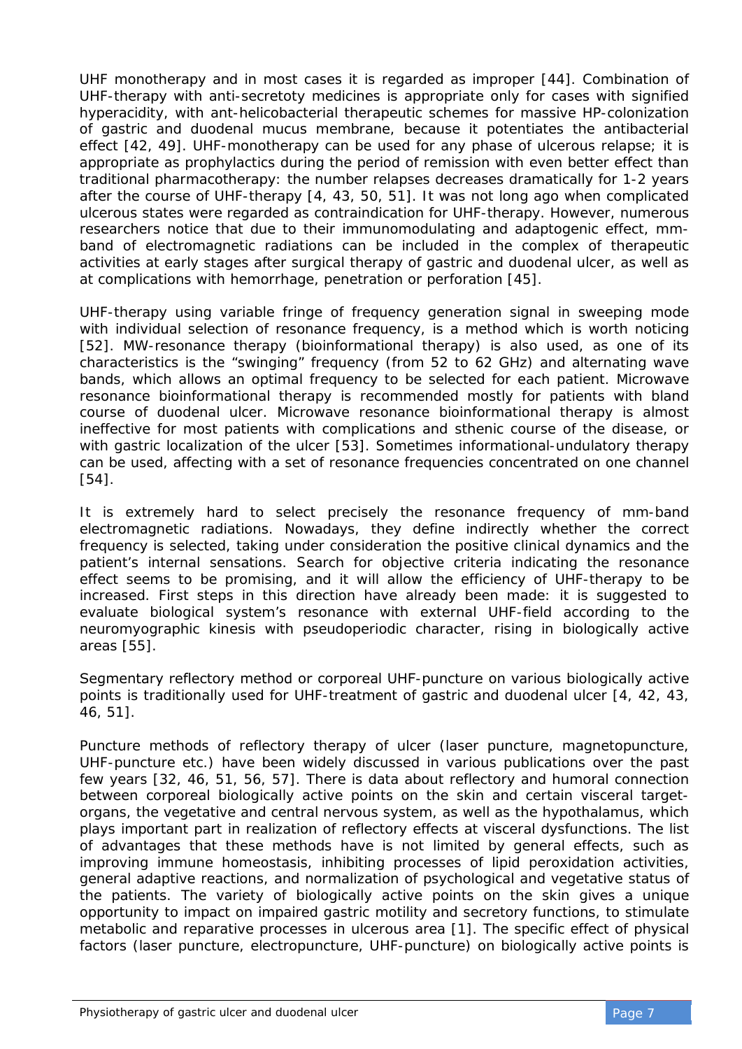UHF monotherapy and in most cases it is regarded as improper [44]. Combination of UHF-therapy with anti-secretoty medicines is appropriate only for cases with signified hyperacidity, with ant-helicobacterial therapeutic schemes for massive HP-colonization of gastric and duodenal mucus membrane, because it potentiates the antibacterial effect [42, 49]. UHF-monotherapy can be used for any phase of ulcerous relapse; it is appropriate as prophylactics during the period of remission with even better effect than traditional pharmacotherapy: the number relapses decreases dramatically for 1-2 years after the course of UHF-therapy [4, 43, 50, 51]. It was not long ago when complicated ulcerous states were regarded as contraindication for UHF-therapy. However, numerous researchers notice that due to their immunomodulating and adaptogenic effect, mm-band of electromagnetic radiations can be included in the complex of therapeutic activities at early stages after surgical therapy of gastric and duodenal ulcer, as well as at complications with hemorrhage, penetration or perforation [45].

UHF-therapy using variable fringe of frequency generation signal in sweeping mode with individual selection of resonance frequency, is a method which is worth noticing [52]. MW-resonance therapy (bioinformational therapy) is also used, as one of its characteristics is the "swinging" frequency (from 52 to 62 GHz) and alternating wave bands, which allows an optimal frequency to be selected for each patient. Microwave resonance bioinformational therapy is recommended mostly for patients with bland course of duodenal ulcer. Microwave resonance bioinformational therapy is almost ineffective for most patients with complications and sthenic course of the disease, or with gastric localization of the ulcer [53]. Sometimes informational-undulatory therapy can be used, affecting with a set of resonance frequencies concentrated on one channel [54].

It is extremely hard to select precisely the resonance frequency of mm-band electromagnetic radiations. Nowadays, they define indirectly whether the correct frequency is selected, taking under consideration the positive clinical dynamics and the patient's internal sensations. Search for objective criteria indicating the resonance effect seems to be promising, and it will allow the efficiency of UHF-therapy to be increased. First steps in this direction have already been made: it is suggested to evaluate biological system's resonance with external UHF-field according to the neuromyographic kinesis with pseudoperiodic character, rising in biologically active areas [55].

Segmentary reflectory method or corporeal UHF-puncture on various biologically active points is traditionally used for UHF-treatment of gastric and duodenal ulcer [4, 42, 43, 46, 51].

Puncture methods of reflectory therapy of ulcer (laser puncture, magnetopuncture, UHF-puncture etc.) have been widely discussed in various publications over the past few years [32, 46, 51, 56, 57]. There is data about reflectory and humoral connection between corporeal biologically active points on the skin and certain visceral target-organs, the vegetative and central nervous system, as well as the hypothalamus, which plays important part in realization of reflectory effects at visceral dysfunctions. The list of advantages that these methods have is not limited by general effects, such as improving immune homeostasis, inhibiting processes of lipid peroxidation activities, general adaptive reactions, and normalization of psychological and vegetative status of the patients. The variety of biologically active points on the skin gives a unique opportunity to impact on impaired gastric motility and secretory functions, to stimulate metabolic and reparative processes in ulcerous area [1]. The specific effect of physical factors (laser puncture, electropuncture, UHF-puncture) on biologically active points is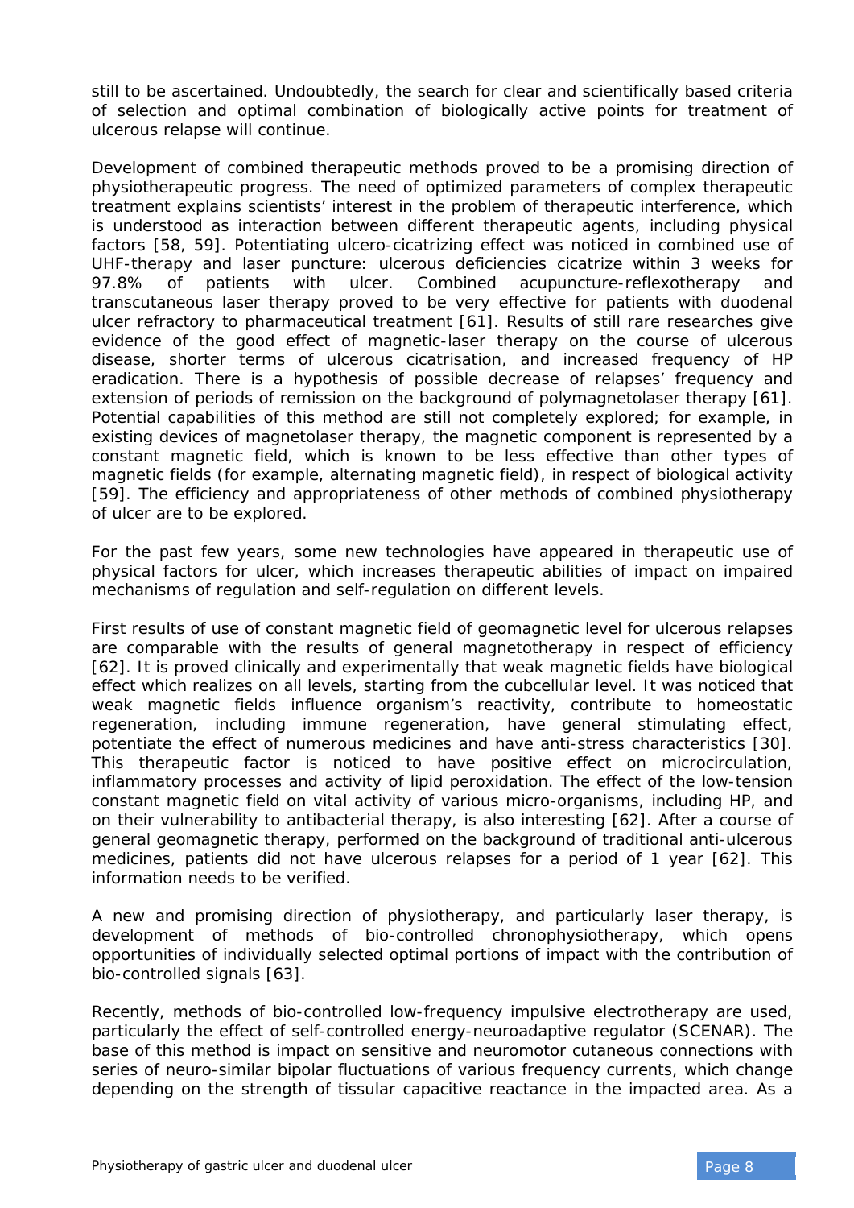still to be ascertained. Undoubtedly, the search for clear and scientifically based criteria of selection and optimal combination of biologically active points for treatment of ulcerous relapse will continue.

Development of combined therapeutic methods proved to be a promising direction of physiotherapeutic progress. The need of optimized parameters of complex therapeutic treatment explains scientists' interest in the problem of therapeutic interference, which is understood as interaction between different therapeutic agents, including physical factors [58, 59]. Potentiating ulcero-cicatrizing effect was noticed in combined use of UHF-therapy and laser puncture: ulcerous deficiencies cicatrize within 3 weeks for 97.8% of patients with ulcer. Combined acupuncture-reflexotherapy and transcutaneous laser therapy proved to be very effective for patients with duodenal ulcer refractory to pharmaceutical treatment [61]. Results of still rare researches give evidence of the good effect of magnetic-laser therapy on the course of ulcerous disease, shorter terms of ulcerous cicatrisation, and increased frequency of HP eradication. There is a hypothesis of possible decrease of relapses' frequency and extension of periods of remission on the background of polymagnetolaser therapy [61]. Potential capabilities of this method are still not completely explored; for example, in existing devices of magnetolaser therapy, the magnetic component is represented by a constant magnetic field, which is known to be less effective than other types of magnetic fields (for example, alternating magnetic field), in respect of biological activity [59]. The efficiency and appropriateness of other methods of combined physiotherapy of ulcer are to be explored.

For the past few years, some new technologies have appeared in therapeutic use of physical factors for ulcer, which increases therapeutic abilities of impact on impaired mechanisms of regulation and self-regulation on different levels.

First results of use of constant magnetic field of geomagnetic level for ulcerous relapses are comparable with the results of general magnetotherapy in respect of efficiency [62]. It is proved clinically and experimentally that weak magnetic fields have biological effect which realizes on all levels, starting from the cubcellular level. It was noticed that weak magnetic fields influence organism's reactivity, contribute to homeostatic regeneration, including immune regeneration, have general stimulating effect, potentiate the effect of numerous medicines and have anti-stress characteristics [30]. This therapeutic factor is noticed to have positive effect on microcirculation, inflammatory processes and activity of lipid peroxidation. The effect of the low-tension constant magnetic field on vital activity of various micro-organisms, including HP, and on their vulnerability to antibacterial therapy, is also interesting [62]. After a course of general geomagnetic therapy, performed on the background of traditional anti-ulcerous medicines, patients did not have ulcerous relapses for a period of 1 year [62]. This information needs to be verified.

A new and promising direction of physiotherapy, and particularly laser therapy, is development of methods of bio-controlled chronophysiotherapy, which opens opportunities of individually selected optimal portions of impact with the contribution of bio-controlled signals [63].

Recently, methods of bio-controlled low-frequency impulsive electrotherapy are used, particularly the effect of self-controlled energy-neuroadaptive regulator (SCENAR). The base of this method is impact on sensitive and neuromotor cutaneous connections with series of neuro-similar bipolar fluctuations of various frequency currents, which change depending on the strength of tissular capacitive reactance in the impacted area. As a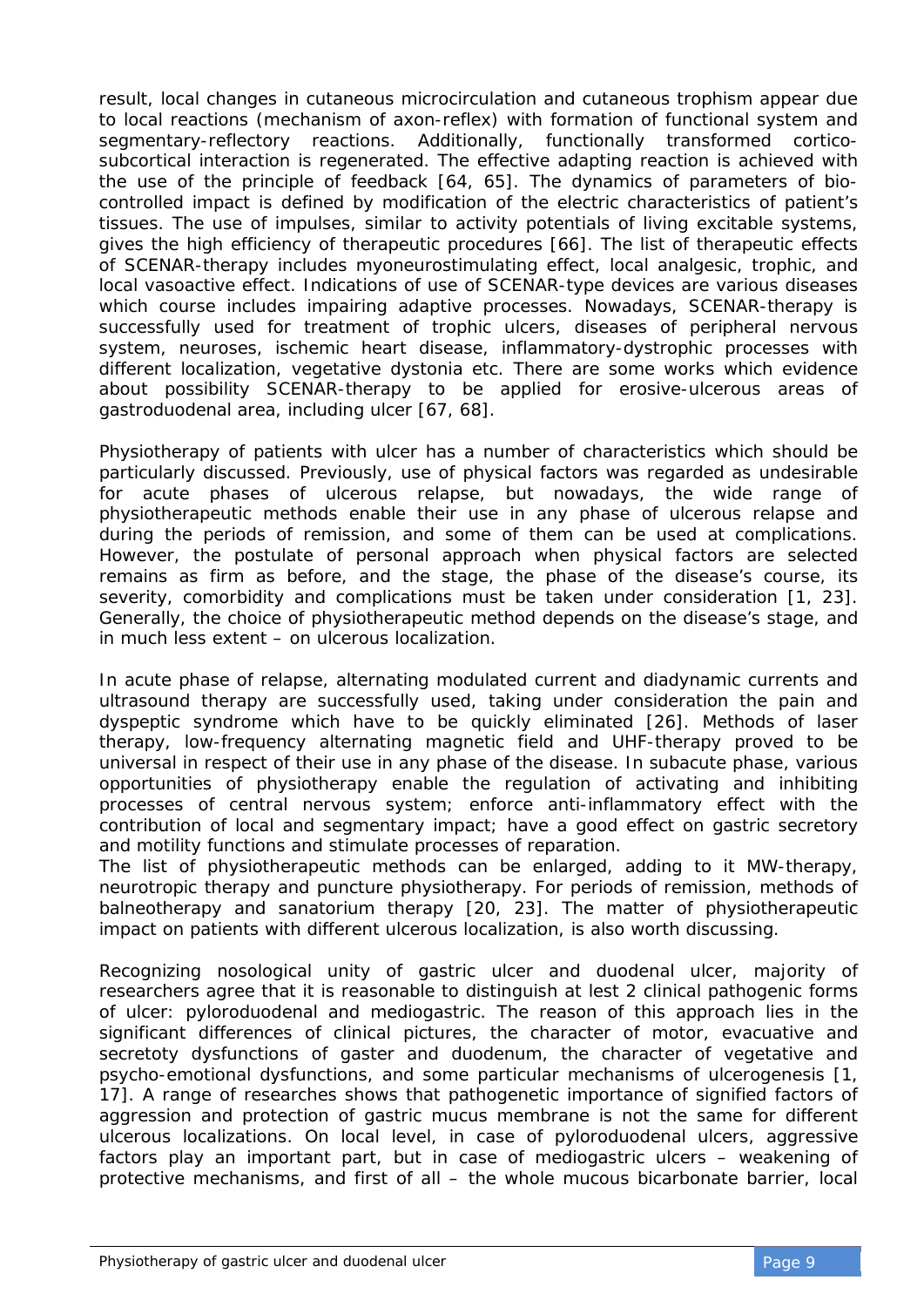result, local changes in cutaneous microcirculation and cutaneous trophism appear due to local reactions (mechanism of axon-reflex) with formation of functional system and segmentary-reflectory reactions. Additionally, functionally transformed cortico-subcortical interaction is regenerated. The effective adapting reaction is achieved with the use of the principle of feedback [64, 65]. The dynamics of parameters of bio-controlled impact is defined by modification of the electric characteristics of patient's tissues. The use of impulses, similar to activity potentials of living excitable systems, gives the high efficiency of therapeutic procedures [66]. The list of therapeutic effects of SCENAR-therapy includes myoneurostimulating effect, local analgesic, trophic, and local vasoactive effect. Indications of use of SCENAR-type devices are various diseases which course includes impairing adaptive processes. Nowadays, SCENAR-therapy is successfully used for treatment of trophic ulcers, diseases of peripheral nervous system, neuroses, ischemic heart disease, inflammatory-dystrophic processes with different localization, vegetative dystonia etc. There are some works which evidence about possibility SCENAR-therapy to be applied for erosive-ulcerous areas of gastroduodenal area, including ulcer [67, 68].

Physiotherapy of patients with ulcer has a number of characteristics which should be particularly discussed. Previously, use of physical factors was regarded as undesirable for acute phases of ulcerous relapse, but nowadays, the wide range of physiotherapeutic methods enable their use in any phase of ulcerous relapse and during the periods of remission, and some of them can be used at complications. However, the postulate of personal approach when physical factors are selected remains as firm as before, and the stage, the phase of the disease's course, its severity, comorbidity and complications must be taken under consideration [1, 23]. Generally, the choice of physiotherapeutic method depends on the disease's stage, and in much less extent – on ulcerous localization.

In acute phase of relapse, alternating modulated current and diadynamic currents and ultrasound therapy are successfully used, taking under consideration the pain and dyspeptic syndrome which have to be quickly eliminated [26]. Methods of laser therapy, low-frequency alternating magnetic field and UHF-therapy proved to be universal in respect of their use in any phase of the disease. In subacute phase, various opportunities of physiotherapy enable the regulation of activating and inhibiting processes of central nervous system; enforce anti-inflammatory effect with the contribution of local and segmentary impact; have a good effect on gastric secretory and motility functions and stimulate processes of reparation.
The list of physiotherapeutic methods can be enlarged, adding to it MW-therapy, neurotropic therapy and puncture physiotherapy. For periods of remission, methods of balneotherapy and sanatorium therapy [20, 23]. The matter of physiotherapeutic impact on patients with different ulcerous localization, is also worth discussing.

Recognizing nosological unity of gastric ulcer and duodenal ulcer, majority of researchers agree that it is reasonable to distinguish at lest 2 clinical pathogenic forms of ulcer: pyloroduodenal and mediogastric. The reason of this approach lies in the significant differences of clinical pictures, the character of motor, evacuative and secretoty dysfunctions of gaster and duodenum, the character of vegetative and psycho-emotional dysfunctions, and some particular mechanisms of ulcerogenesis [1, 17]. A range of researches shows that pathogenetic importance of signified factors of aggression and protection of gastric mucus membrane is not the same for different ulcerous localizations. On local level, in case of pyloroduodenal ulcers, aggressive factors play an important part, but in case of mediogastric ulcers – weakening of protective mechanisms, and first of all – the whole mucous bicarbonate barrier, local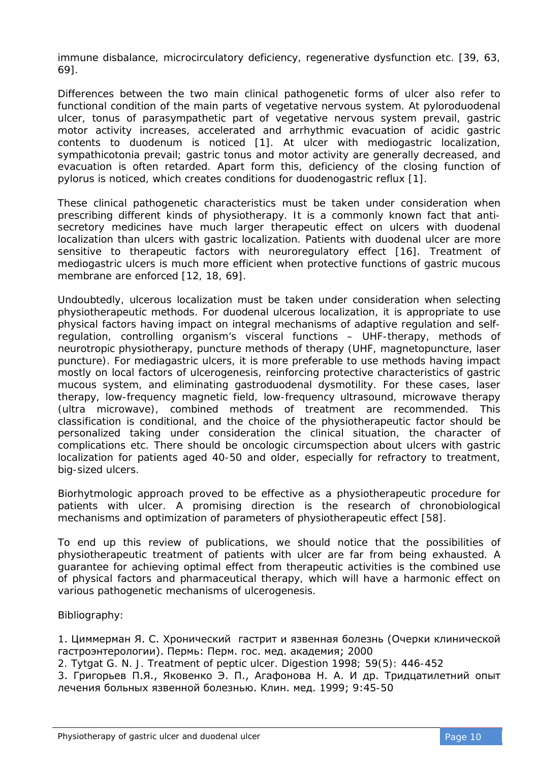immune disbalance, microcirculatory deficiency, regenerative dysfunction etc. [39, 63, 69].

Differences between the two main clinical pathogenetic forms of ulcer also refer to functional condition of the main parts of vegetative nervous system. At pyloroduodenal ulcer, tonus of parasympathetic part of vegetative nervous system prevail, gastric motor activity increases, accelerated and arrhythmic evacuation of acidic gastric contents to duodenum is noticed [1]. At ulcer with mediogastric localization, sympathicotonia prevail; gastric tonus and motor activity are generally decreased, and evacuation is often retarded. Apart form this, deficiency of the closing function of pylorus is noticed, which creates conditions for duodenogastric reflux [1].

These clinical pathogenetic characteristics must be taken under consideration when prescribing different kinds of physiotherapy. It is a commonly known fact that anti-secretory medicines have much larger therapeutic effect on ulcers with duodenal localization than ulcers with gastric localization. Patients with duodenal ulcer are more sensitive to therapeutic factors with neuroregulatory effect [16]. Treatment of mediogastric ulcers is much more efficient when protective functions of gastric mucous membrane are enforced [12, 18, 69].

Undoubtedly, ulcerous localization must be taken under consideration when selecting physiotherapeutic methods. For duodenal ulcerous localization, it is appropriate to use physical factors having impact on integral mechanisms of adaptive regulation and self-regulation, controlling organism's visceral functions – UHF-therapy, methods of neurotropic physiotherapy, puncture methods of therapy (UHF, magnetopuncture, laser puncture). For mediagastric ulcers, it is more preferable to use methods having impact mostly on local factors of ulcerogenesis, reinforcing protective characteristics of gastric mucous system, and eliminating gastroduodenal dysmotility. For these cases, laser therapy, low-frequency magnetic field, low-frequency ultrasound, microwave therapy (ultra microwave), combined methods of treatment are recommended. This classification is conditional, and the choice of the physiotherapeutic factor should be personalized taking under consideration the clinical situation, the character of complications etc. There should be oncologic circumspection about ulcers with gastric localization for patients aged 40-50 and older, especially for refractory to treatment, big-sized ulcers.

Biorhytmologic approach proved to be effective as a physiotherapeutic procedure for patients with ulcer. A promising direction is the research of chronobiological mechanisms and optimization of parameters of physiotherapeutic effect [58].

To end up this review of publications, we should notice that the possibilities of physiotherapeutic treatment of patients with ulcer are far from being exhausted. A guarantee for achieving optimal effect from therapeutic activities is the combined use of physical factors and pharmaceutical therapy, which will have a harmonic effect on various pathogenetic mechanisms of ulcerogenesis.

Bibliography:

1. Циммерман Я. С. Хронический гастрит и язвенная болезнь (Очерки клинической гастроэнтерологии). Пермь: Перм. гос. мед. академия; 2000
2. Tytgat G. N. J. Treatment of peptic ulcer. Digestion 1998; 59(5): 446-452
3. Григорьев П.Я., Яковенко Э. П., Агафонова Н. А. И др. Тридцатилетний опыт лечения больных язвенной болезнью. Клин. мед. 1999; 9:45-50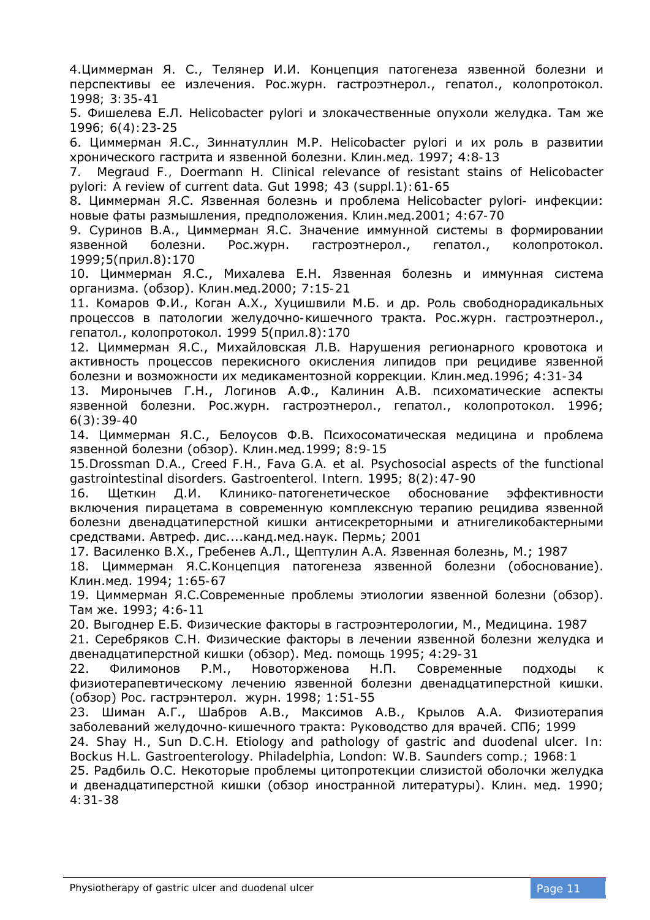4.Циммерман Я. С., Телянер И.И. Концепция патогенеза язвенной болезни и перспективы ее излечения. Рос.журн. гастроэтнерол., гепатол., колопротокол. 1998; 3:35-41

5. Фишелева Е.Л. Helicobacter pylori и злокачественные опухоли желудка. Там же 1996; 6(4):23-25

6. Циммерман Я.С., Зиннатуллин М.Р. Helicobacter pylori и их роль в развитии хронического гастрита и язвенной болезни. Клин.мед. 1997; 4:8-13

7. Megraud F., Doermann H. Clinical relevance of resistant stains of Helicobacter pylori: A review of current data. Gut 1998; 43 (suppl.1):61-65

8. Циммерман Я.С. Язвенная болезнь и проблема Helicobacter pylori- инфекции: новые фаты размышления, предположения. Клин.мед.2001; 4:67-70

9. Суринов В.А., Циммерман Я.С. Значение иммунной системы в формировании язвенной болезни. Рос.журн. гастроэтнерол., гепатол., колопротокол. 1999;5(прил.8):170

10. Циммерман Я.С., Михалева Е.Н. Язвенная болезнь и иммунная система организма. (обзор). Клин.мед.2000; 7:15-21

11. Комаров Ф.И., Коган А.Х., Хуцишвили М.Б. и др. Роль свободнорадикальных процессов в патологии желудочно-кишечного тракта. Рос.журн. гастроэтнерол., гепатол., колопротокол. 1999 5(прил.8):170

12. Циммерман Я.С., Михайловская Л.В. Нарушения регионарного кровотока и активность процессов перекисного окисления липидов при рецидиве язвенной болезни и возможности их медикаментозной коррекции. Клин.мед.1996; 4:31-34

13. Миронычев Г.Н., Логинов А.Ф., Калинин А.В. психоматические аспекты язвенной болезни. Рос.журн. гастроэтнерол., гепатол., колопротокол. 1996; 6(3):39-40

14. Циммерман Я.С., Белоусов Ф.В. Психосоматическая медицина и проблема язвенной болезни (обзор). Клин.мед.1999; 8:9-15

15.Drossman D.A., Creed F.H., Fava G.A. et al. Psychosocial aspects of the functional gastrointestinal disorders. Gastroenterol. Intern. 1995; 8(2):47-90

16. Щеткин Д.И. Клинико-патогенетическое обоснование эффективности включения пирацетама в современную комплексную терапию рецидива язвенной болезни двенадцатиперстной кишки антисекреторными и атнигеликобактерными средствами. Автреф. дис....канд.мед.наук. Пермь; 2001

17. Василенко В.Х., Гребенев А.Л., Щептулин А.А. Язвенная болезнь, М.; 1987

18. Циммерман Я.С.Концепция патогенеза язвенной болезни (обоснование). Клин.мед. 1994; 1:65-67

19. Циммерман Я.С.Современные проблемы этиологии язвенной болезни (обзор). Там же. 1993; 4:6-11

20. Выгоднер Е.Б. Физические факторы в гастроэнтерологии, М., Медицина. 1987

21. Серебряков С.Н. Физические факторы в лечении язвенной болезни желудка и двенадцатиперстной кишки (обзор). Мед. помощь 1995; 4:29-31

22. Филимонов Р.М., Новоторженова Н.П. Современные подходы к физиотерапевтическому лечению язвенной болезни двенадцатиперстной кишки. (обзор) Рос. гастрэнтерол. журн. 1998; 1:51-55

23. Шиман А.Г., Шабров А.В., Максимов А.В., Крылов А.А. Физиотерапия заболеваний желудочно-кишечного тракта: Руководство для врачей. СПб; 1999

24. Shay H., Sun D.C.H. Etiology and pathology of gastric and duodenal ulcer. In: Bockus H.L. Gastroenterology. Philadelphia, London: W.B. Saunders comp.; 1968:1

25. Радбиль О.С. Некоторые проблемы цитопротекции слизистой оболочки желудка и двенадцатиперстной кишки (обзор иностранной литературы). Клин. мед. 1990; 4:31-38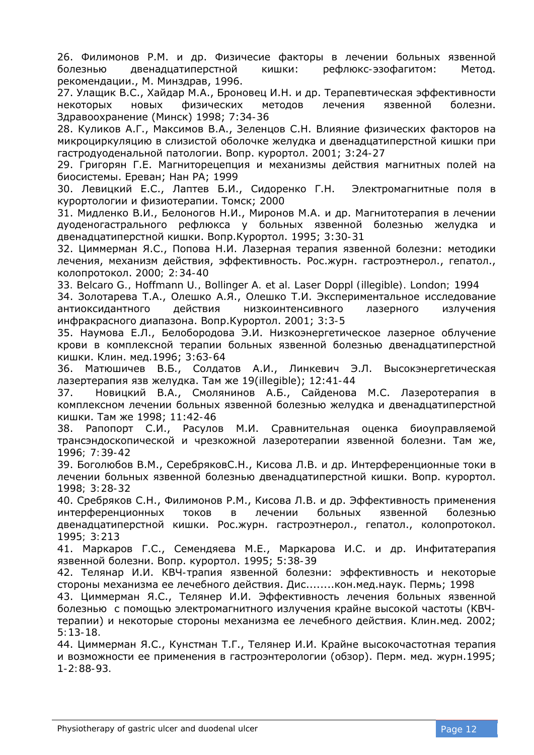26. Филимонов Р.М. и др. Физичесие факторы в лечении больных язвенной болезнью двенадцатиперстной кишки: рефлюкс-эзофагитом: Метод. рекомендации., М. Минздрав, 1996.

27. Улащик В.С., Хайдар М.А., Броновец И.Н. и др. Терапевтическая эффективности некоторых новых физических методов лечения язвенной болезни. Здравоохранение (Минск) 1998; 7:34-36

28. Куликов А.Г., Максимов В.А., Зеленцов С.Н. Влияние физических факторов на микроциркуляцию в слизистой оболочке желудка и двенадцатиперстной кишки при гастродуоденальной патологии. Вопр. курортол. 2001; 3:24-27

29. Григорян Г.Е. Магниторецепция и механизмы действия магнитных полей на биосистемы. Ереван; Нан РА; 1999

30. Левицкий Е.С., Лаптев Б.И., Сидоренко Г.Н. Электромагнитные поля в курортологии и физиотерапии. Томск; 2000

31. Мидленко В.И., Белоногов Н.И., Миронов М.А. и др. Магнитотерапия в лечении дуоденогастрального рефлюкса у больных язвенной болезнью желудка и двенадцатиперстной кишки. Вопр.Курортол. 1995; 3:30-31

32. Циммерман Я.С., Попова Н.И. Лазерная терапия язвенной болезни: методики лечения, механизм действия, эффективность. Рос.журн. гастроэтнерол., гепатол., колопротокол. 2000; 2:34-40

33. Belcaro G., Hoffmann U., Bollinger A. et al. Laser Doppl (illegible). London; 1994

34. Золотарева Т.А., Олешко А.Я., Олешко Т.И. Экспериментальное исследование антиоксидантного действия низкоинтенсивного лазерного излучения инфракрасного диапазона. Вопр.Курортол. 2001; 3:3-5

35. Наумова Е.Л., Белобородова Э.И. Низкоэнергетическое лазерное облучение крови в комплексной терапии больных язвенной болезнью двенадцатиперстной кишки. Клин. мед.1996; 3:63-64

36. Матюшичев В.Б., Солдатов А.И., Линкевич Э.Л. Высокэнергетическая лазертерапия язв желудка. Там же 19(illegible); 12:41-44

37. Новицкий В.А., Смолянинов А.Б., Сайденова М.С. Лазеротерапия в комплексном лечении больных язвенной болезнью желудка и двенадцатиперстной кишки. Там же 1998; 11:42-46

38. Рапопорт С.И., Расулов М.И. Сравнительная оценка биоуправляемой трансэндоскопической и чрезкожной лазеротерапии язвенной болезни. Там же, 1996; 7:39-42

39. Боголюбов В.М., СеребряковС.Н., Кисова Л.В. и др. Интерференционные токи в лечении больных язвенной болезнью двенадцатиперстной кишки. Вопр. курортол. 1998; 3:28-32

40. Сребряков С.Н., Филимонов Р.М., Кисова Л.В. и др. Эффективность применения интерференционных токов в лечении больных язвенной болезнью двенадцатиперстной кишки. Рос.журн. гастроэтнерол., гепатол., колопротокол. 1995; 3:213

41. Маркаров Г.С., Семендяева М.Е., Маркарова И.С. и др. Инфитатерапия язвенной болезни. Вопр. курортол. 1995; 5:38-39

42. Телянар И.И. КВЧ-трапия язвенной болезни: эффективность и некоторые стороны механизма ее лечебного действия. Дис........кон.мед.наук. Пермь; 1998

43. Циммерман Я.С., Телянер И.И. Эффективность лечения больных язвенной болезнью с помощью электромагнитного излучения крайне высокой частоты (КВЧ-терапии) и некоторые стороны механизма ее лечебного действия. Клин.мед. 2002; 5:13-18.

44. Циммерман Я.С., Кунстман Т.Г., Телянер И.И. Крайне высокочастотная терапия и возможности ее применения в гастроэнтерологии (обзор). Перм. мед. журн.1995; 1-2:88-93.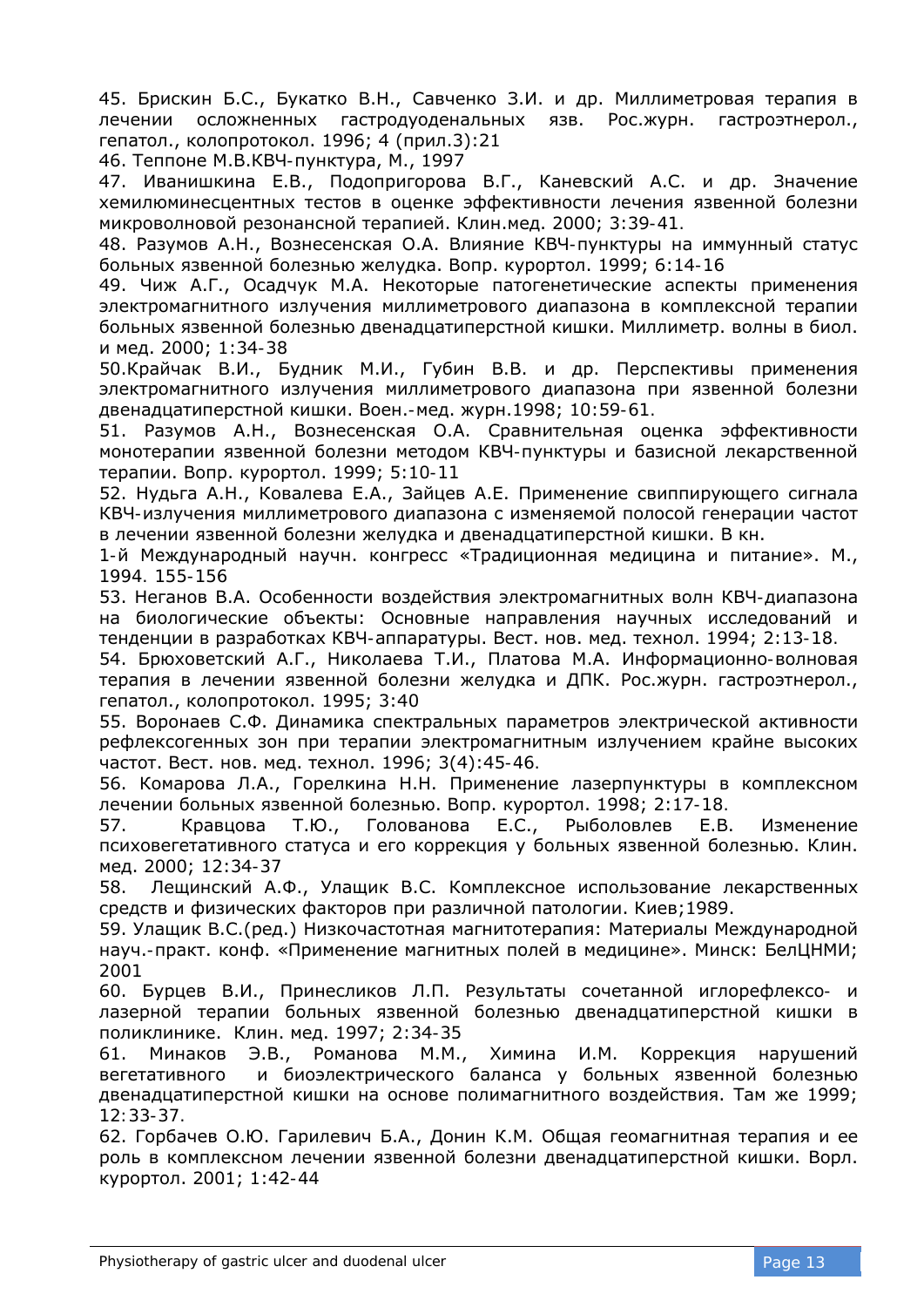45. Брискин Б.С., Букатко В.Н., Савченко З.И. и др. Миллиметровая терапия в лечении осложненных гастродуоденальных язв. Рос.журн. гастроэнтерол., гепатол., колопротокол. 1996; 4 (прил.3):21

46. Теппоне М.В.КВЧ-пунктура, М., 1997

47. Иванишкина Е.В., Подопригорова В.Г., Каневский А.С. и др. Значение хемилюминесцентных тестов в оценке эффективности лечения язвенной болезни микроволновой резонансной терапией. Клин.мед. 2000; 3:39-41.

48. Разумов А.Н., Вознесенская О.А. Влияние КВЧ-пунктуры на иммунный статус больных язвенной болезнью желудка. Вопр. курортол. 1999; 6:14-16

49. Чиж А.Г., Осадчук М.А. Некоторые патогенетические аспекты применения электромагнитного излучения миллиметрового диапазона в комплексной терапии больных язвенной болезнью двенадцатиперстной кишки. Миллиметр. волны в биол. и мед. 2000; 1:34-38

50.Крайчак В.И., Будник М.И., Губин В.В. и др. Перспективы применения электромагнитного излучения миллиметрового диапазона при язвенной болезни двенадцатиперстной кишки. Воен.-мед. журн.1998; 10:59-61.

51. Разумов А.Н., Вознесенская О.А. Сравнительная оценка эффективности монотерапии язвенной болезни методом КВЧ-пунктуры и базисной лекарственной терапии. Вопр. курортол. 1999; 5:10-11

52. Нудьга А.Н., Ковалева Е.А., Зайцев А.Е. Применение свиппирующего сигнала КВЧ-излучения миллиметрового диапазона с изменяемой полосой генерации частот в лечении язвенной болезни желудка и двенадцатиперстной кишки. В кн.
1-й Международный научн. конгресс «Традиционная медицина и питание». М., 1994. 155-156

53. Неганов В.А. Особенности воздействия электромагнитных волн КВЧ-диапазона на биологические объекты: Основные направления научных исследований и тенденции в разработках КВЧ-аппаратуры. Вест. нов. мед. технол. 1994; 2:13-18.

54. Брюховетский А.Г., Николаева Т.И., Платова М.А. Информационно-волновая терапия в лечении язвенной болезни желудка и ДПК. Рос.журн. гастроэнтерол., гепатол., колопротокол. 1995; 3:40

55. Воронаев С.Ф. Динамика спектральных параметров электрической активности рефлексогенных зон при терапии электромагнитным излучением крайне высоких частот. Вест. нов. мед. технол. 1996; 3(4):45-46.

56. Комарова Л.А., Горелкина Н.Н. Применение лазерпунктуры в комплексном лечении больных язвенной болезнью. Вопр. курортол. 1998; 2:17-18.

57. Кравцова Т.Ю., Голованова Е.С., Рыболовлев Е.В. Изменение психовегетативного статуса и его коррекция у больных язвенной болезнью. Клин. мед. 2000; 12:34-37

58. Лещинский А.Ф., Улащик В.С. Комплексное использование лекарственных средств и физических факторов при различной патологии. Киев;1989.

59. Улащик В.С.(ред.) Низкочастотная магнитотерапия: Материалы Международной науч.-практ. конф. «Применение магнитных полей в медицине». Минск: БелЦНМИ; 2001

60. Бурцев В.И., Принесликов Л.П. Результаты сочетанной иглорефлексо- и лазерной терапии больных язвенной болезнью двенадцатиперстной кишки в поликлинике. Клин. мед. 1997; 2:34-35

61. Минаков Э.В., Романова М.М., Химина И.М. Коррекция нарушений вегетативного и биоэлектрического баланса у больных язвенной болезнью двенадцатиперстной кишки на основе полимагнитного воздействия. Там же 1999; 12:33-37.

62. Горбачев О.Ю. Гарилевич Б.А., Донин К.М. Общая геомагнитная терапия и ее роль в комплексном лечении язвенной болезни двенадцатиперстной кишки. Ворл. курортол. 2001; 1:42-44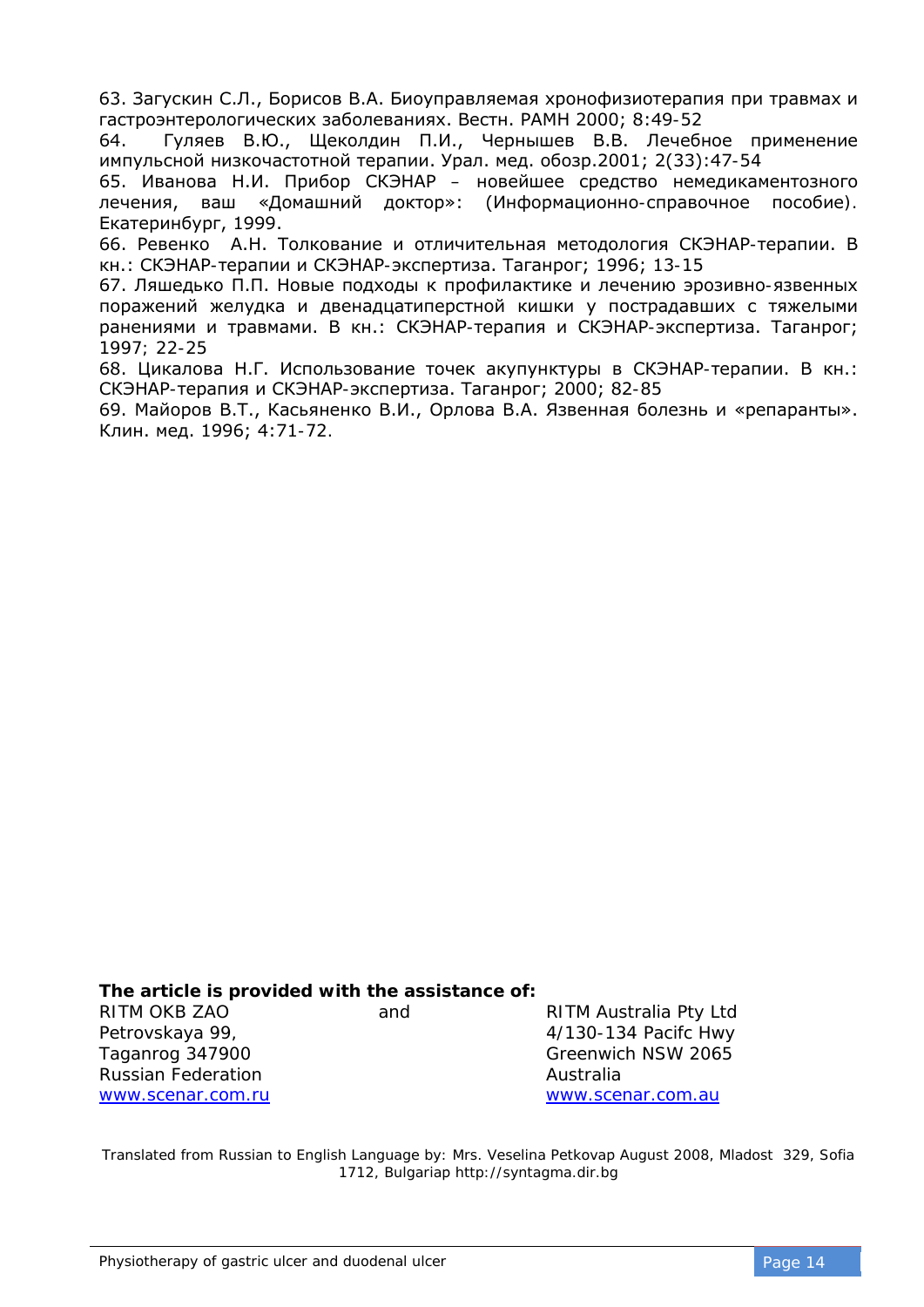63. Загускин С.Л., Борисов В.А. Биоуправляемая хронофизиотерапия при травмах и гастроэнтерологических заболеваниях. Вестн. РАМН 2000; 8:49-52

64. Гуляев В.Ю., Щеколдин П.И., Чернышев В.В. Лечебное применение импульсной низкочастотной терапии. Урал. мед. обозр.2001; 2(33):47-54

65. Иванова Н.И. Прибор СКЭНАР – новейшее средство немедикаментозного лечения, ваш «Домашний доктор»: (Информационно-справочное пособие). Екатеринбург, 1999.

66. Ревенко А.Н. Толкование и отличительная методология СКЭНАР-терапии. В кн.: СКЭНАР-терапии и СКЭНАР-экспертиза. Таганрог; 1996; 13-15

67. Ляшедько П.П. Новые подходы к профилактике и лечению эрозивно-язвенных поражений желудка и двенадцатиперстной кишки у пострадавших с тяжелыми ранениями и травмами. В кн.: СКЭНАР-терапия и СКЭНАР-экспертиза. Таганрог; 1997; 22-25

68. Цикалова Н.Г. Использование точек акупунктуры в СКЭНАР-терапии. В кн.: СКЭНАР-терапия и СКЭНАР-экспертиза. Таганрог; 2000; 82-85

69. Майоров В.Т., Касьяненко В.И., Орлова В.А. Язвенная болезнь и «репаранты». Клин. мед. 1996; 4:71-72.

**The article is provided with the assistance of:**

RITM OKB ZAO
Petrovskaya 99,
Taganrog 347900
Russian Federation
www.scenar.com.ru

and

RITM Australia Pty Ltd
4/130-134 Pacifc Hwy
Greenwich NSW 2065
Australia
www.scenar.com.au

Translated from Russian to English Language by: Mrs. Veselina Petkovap August 2008, Mladost 329, Sofia 1712, Bulgariap http://syntagma.dir.bg